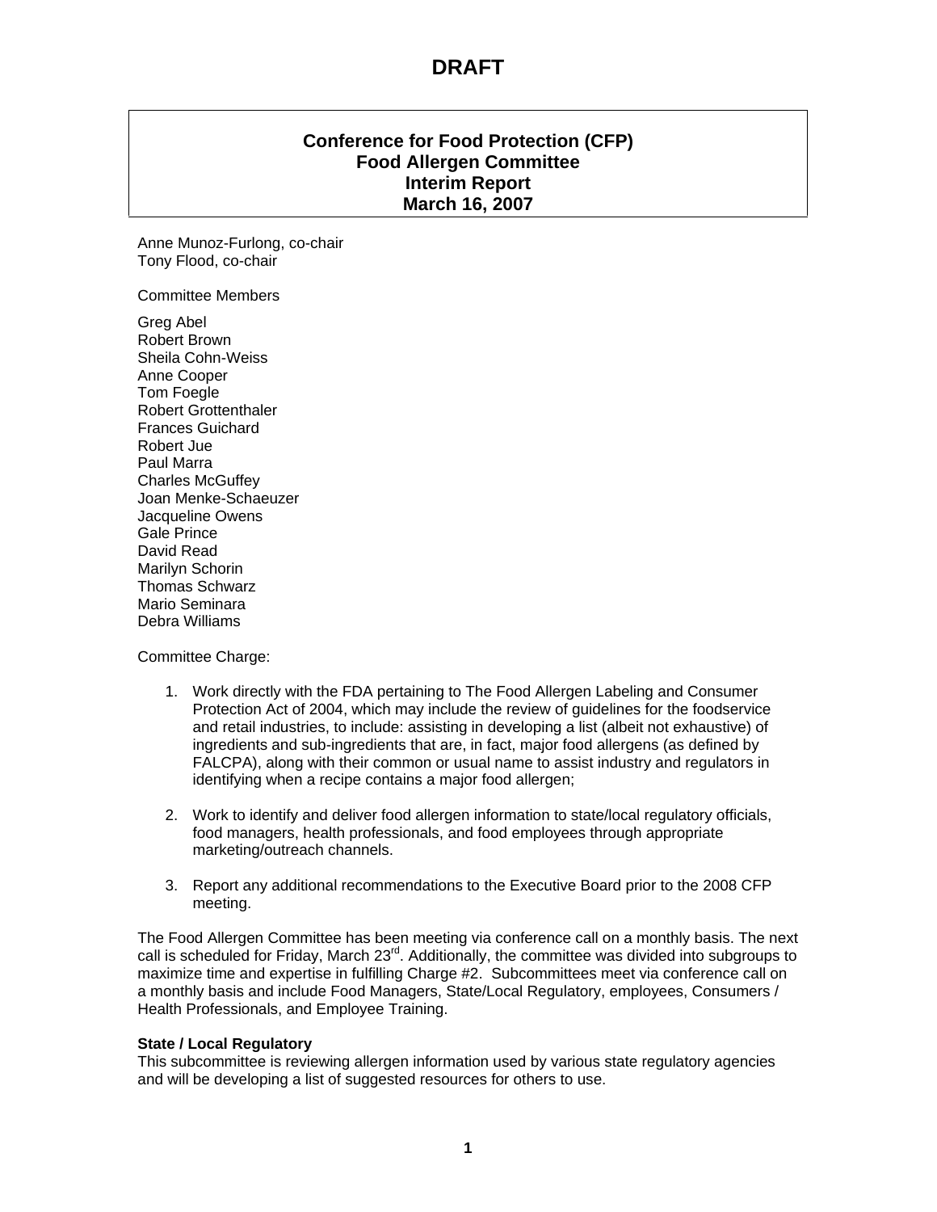# DRAFT

**Conference for Food Protection (CFP)**
**Food Allergen Committee**
**Interim Report**
**March 16, 2007**

Anne Munoz-Furlong, co-chair
Tony Flood, co-chair

Committee Members

Greg Abel
Robert Brown
Sheila Cohn-Weiss
Anne Cooper
Tom Foegle
Robert Grottenthaler
Frances Guichard
Robert Jue
Paul Marra
Charles McGuffey
Joan Menke-Schaeuzer
Jacqueline Owens
Gale Prince
David Read
Marilyn Schorin
Thomas Schwarz
Mario Seminara
Debra Williams

Committee Charge:

1. Work directly with the FDA pertaining to The Food Allergen Labeling and Consumer Protection Act of 2004, which may include the review of guidelines for the foodservice and retail industries, to include: assisting in developing a list (albeit not exhaustive) of ingredients and sub-ingredients that are, in fact, major food allergens (as defined by FALCPA), along with their common or usual name to assist industry and regulators in identifying when a recipe contains a major food allergen;

2. Work to identify and deliver food allergen information to state/local regulatory officials, food managers, health professionals, and food employees through appropriate marketing/outreach channels.

3. Report any additional recommendations to the Executive Board prior to the 2008 CFP meeting.

The Food Allergen Committee has been meeting via conference call on a monthly basis. The next call is scheduled for Friday, March 23rd. Additionally, the committee was divided into subgroups to maximize time and expertise in fulfilling Charge #2. Subcommittees meet via conference call on a monthly basis and include Food Managers, State/Local Regulatory, employees, Consumers / Health Professionals, and Employee Training.

**State / Local Regulatory**
This subcommittee is reviewing allergen information used by various state regulatory agencies and will be developing a list of suggested resources for others to use.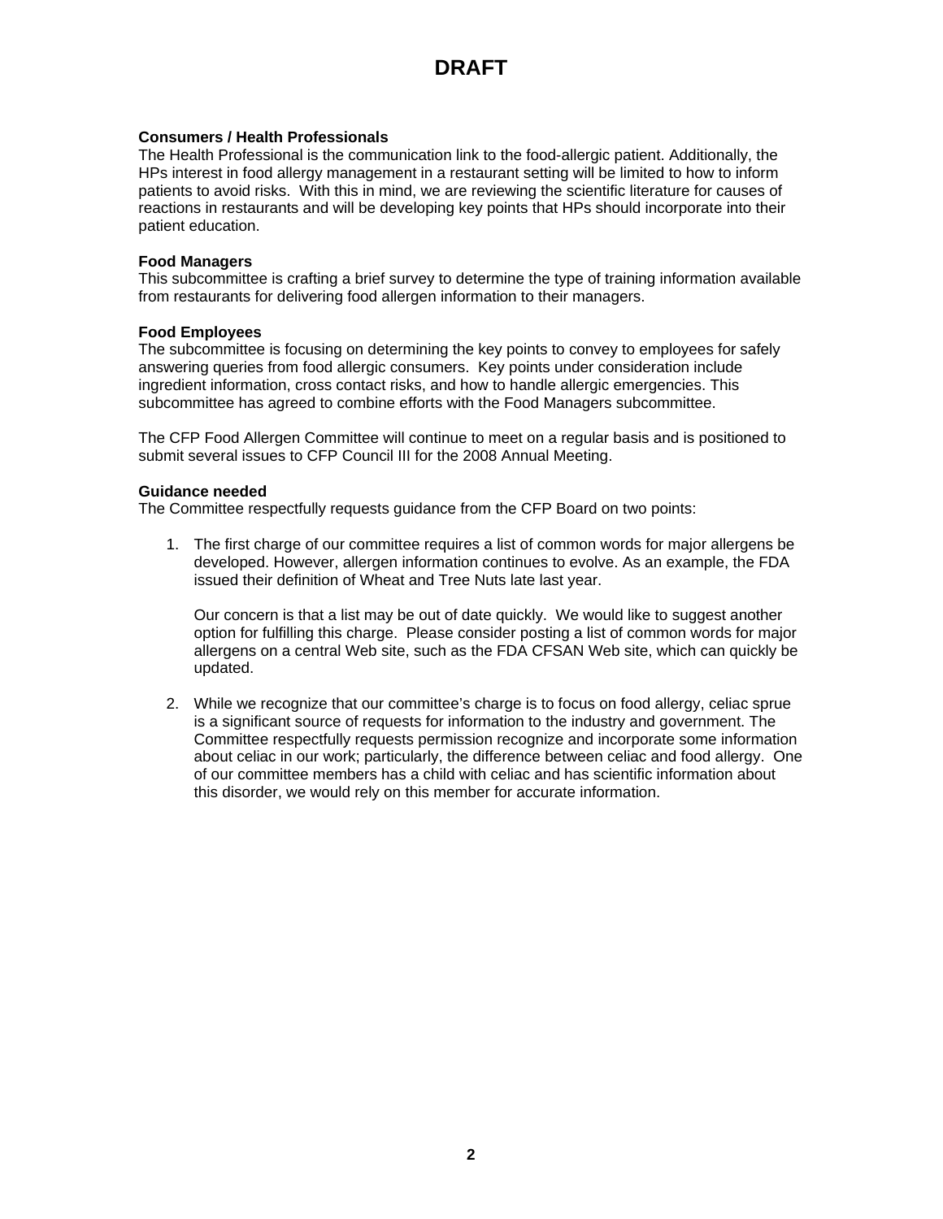**DRAFT**

**Consumers / Health Professionals**

The Health Professional is the communication link to the food-allergic patient. Additionally, the HPs interest in food allergy management in a restaurant setting will be limited to how to inform patients to avoid risks. With this in mind, we are reviewing the scientific literature for causes of reactions in restaurants and will be developing key points that HPs should incorporate into their patient education.

**Food Managers**

This subcommittee is crafting a brief survey to determine the type of training information available from restaurants for delivering food allergen information to their managers.

**Food Employees**

The subcommittee is focusing on determining the key points to convey to employees for safely answering queries from food allergic consumers. Key points under consideration include ingredient information, cross contact risks, and how to handle allergic emergencies. This subcommittee has agreed to combine efforts with the Food Managers subcommittee.

The CFP Food Allergen Committee will continue to meet on a regular basis and is positioned to submit several issues to CFP Council III for the 2008 Annual Meeting.

**Guidance needed**

The Committee respectfully requests guidance from the CFP Board on two points:

1. The first charge of our committee requires a list of common words for major allergens be developed. However, allergen information continues to evolve. As an example, the FDA issued their definition of Wheat and Tree Nuts late last year.

   Our concern is that a list may be out of date quickly. We would like to suggest another option for fulfilling this charge. Please consider posting a list of common words for major allergens on a central Web site, such as the FDA CFSAN Web site, which can quickly be updated.

2. While we recognize that our committee's charge is to focus on food allergy, celiac sprue is a significant source of requests for information to the industry and government. The Committee respectfully requests permission recognize and incorporate some information about celiac in our work; particularly, the difference between celiac and food allergy. One of our committee members has a child with celiac and has scientific information about this disorder, we would rely on this member for accurate information.